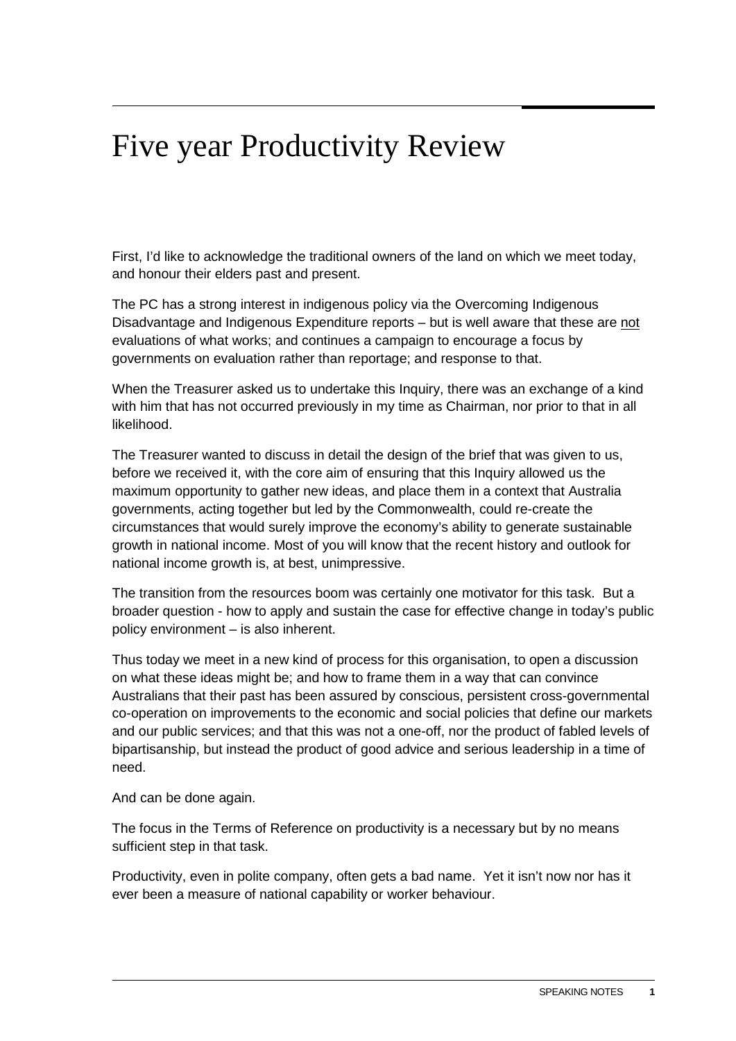# Five year Productivity Review

First, I'd like to acknowledge the traditional owners of the land on which we meet today, and honour their elders past and present.

The PC has a strong interest in indigenous policy via the Overcoming Indigenous Disadvantage and Indigenous Expenditure reports – but is well aware that these are <u>not</u> evaluations of what works; and continues a campaign to encourage a focus by governments on evaluation rather than reportage; and response to that.

When the Treasurer asked us to undertake this Inquiry, there was an exchange of a kind with him that has not occurred previously in my time as Chairman, nor prior to that in all likelihood.

The Treasurer wanted to discuss in detail the design of the brief that was given to us, before we received it, with the core aim of ensuring that this Inquiry allowed us the maximum opportunity to gather new ideas, and place them in a context that Australia governments, acting together but led by the Commonwealth, could re-create the circumstances that would surely improve the economy's ability to generate sustainable growth in national income. Most of you will know that the recent history and outlook for national income growth is, at best, unimpressive.

The transition from the resources boom was certainly one motivator for this task. But a broader question - how to apply and sustain the case for effective change in today's public policy environment – is also inherent.

Thus today we meet in a new kind of process for this organisation, to open a discussion on what these ideas might be; and how to frame them in a way that can convince Australians that their past has been assured by conscious, persistent cross-governmental co-operation on improvements to the economic and social policies that define our markets and our public services; and that this was not a one-off, nor the product of fabled levels of bipartisanship, but instead the product of good advice and serious leadership in a time of need.

And can be done again.

The focus in the Terms of Reference on productivity is a necessary but by no means sufficient step in that task.

Productivity, even in polite company, often gets a bad name. Yet it isn't now nor has it ever been a measure of national capability or worker behaviour.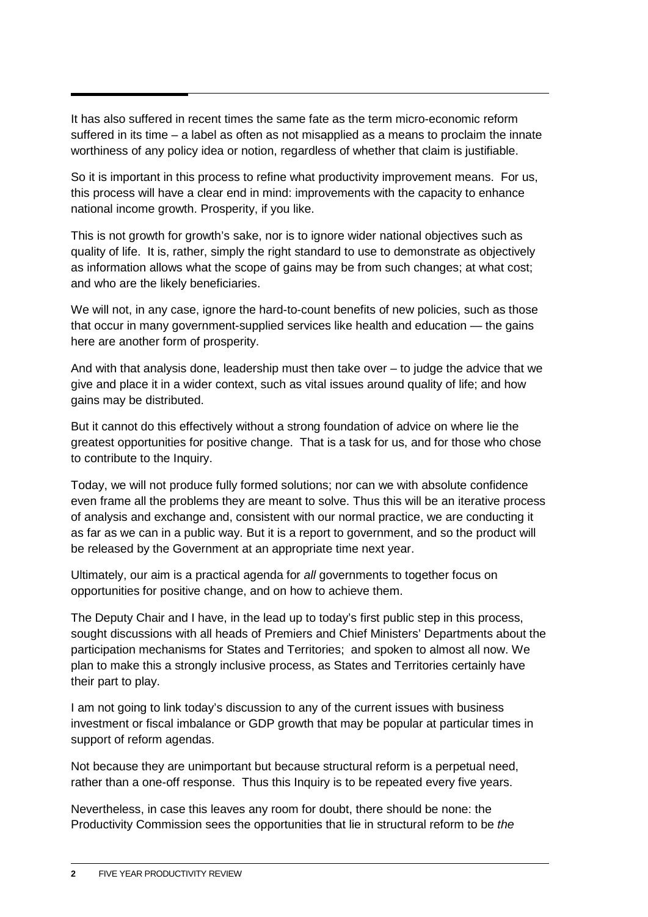It has also suffered in recent times the same fate as the term micro-economic reform suffered in its time – a label as often as not misapplied as a means to proclaim the innate worthiness of any policy idea or notion, regardless of whether that claim is justifiable.

So it is important in this process to refine what productivity improvement means. For us, this process will have a clear end in mind: improvements with the capacity to enhance national income growth. Prosperity, if you like.

This is not growth for growth's sake, nor is to ignore wider national objectives such as quality of life. It is, rather, simply the right standard to use to demonstrate as objectively as information allows what the scope of gains may be from such changes; at what cost; and who are the likely beneficiaries.

We will not, in any case, ignore the hard-to-count benefits of new policies, such as those that occur in many government-supplied services like health and education — the gains here are another form of prosperity.

And with that analysis done, leadership must then take over – to judge the advice that we give and place it in a wider context, such as vital issues around quality of life; and how gains may be distributed.

But it cannot do this effectively without a strong foundation of advice on where lie the greatest opportunities for positive change. That is a task for us, and for those who chose to contribute to the Inquiry.

Today, we will not produce fully formed solutions; nor can we with absolute confidence even frame all the problems they are meant to solve. Thus this will be an iterative process of analysis and exchange and, consistent with our normal practice, we are conducting it as far as we can in a public way. But it is a report to government, and so the product will be released by the Government at an appropriate time next year.

Ultimately, our aim is a practical agenda for *all* governments to together focus on opportunities for positive change, and on how to achieve them.

The Deputy Chair and I have, in the lead up to today's first public step in this process, sought discussions with all heads of Premiers and Chief Ministers' Departments about the participation mechanisms for States and Territories; and spoken to almost all now. We plan to make this a strongly inclusive process, as States and Territories certainly have their part to play.

I am not going to link today's discussion to any of the current issues with business investment or fiscal imbalance or GDP growth that may be popular at particular times in support of reform agendas.

Not because they are unimportant but because structural reform is a perpetual need, rather than a one-off response. Thus this Inquiry is to be repeated every five years.

Nevertheless, in case this leaves any room for doubt, there should be none: the Productivity Commission sees the opportunities that lie in structural reform to be *the*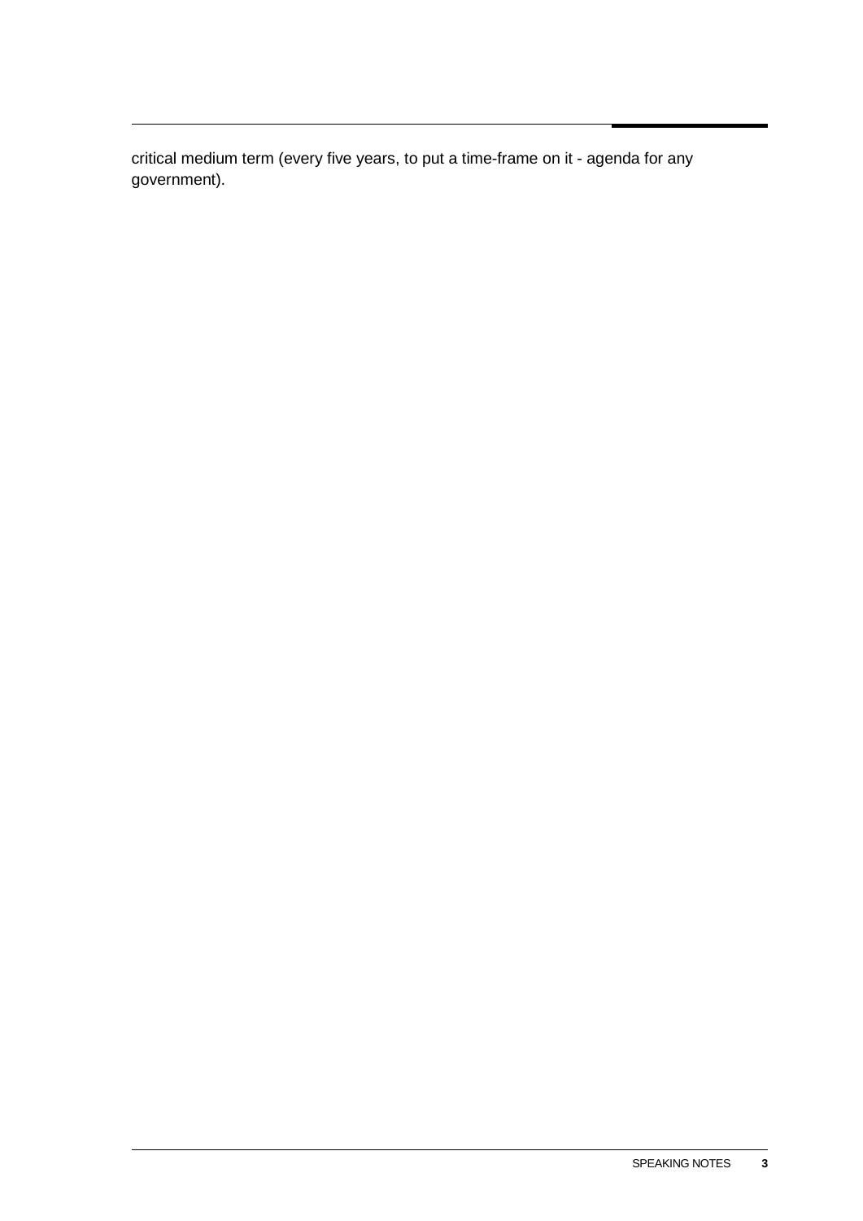critical medium term (every five years, to put a time-frame on it - agenda for any government).